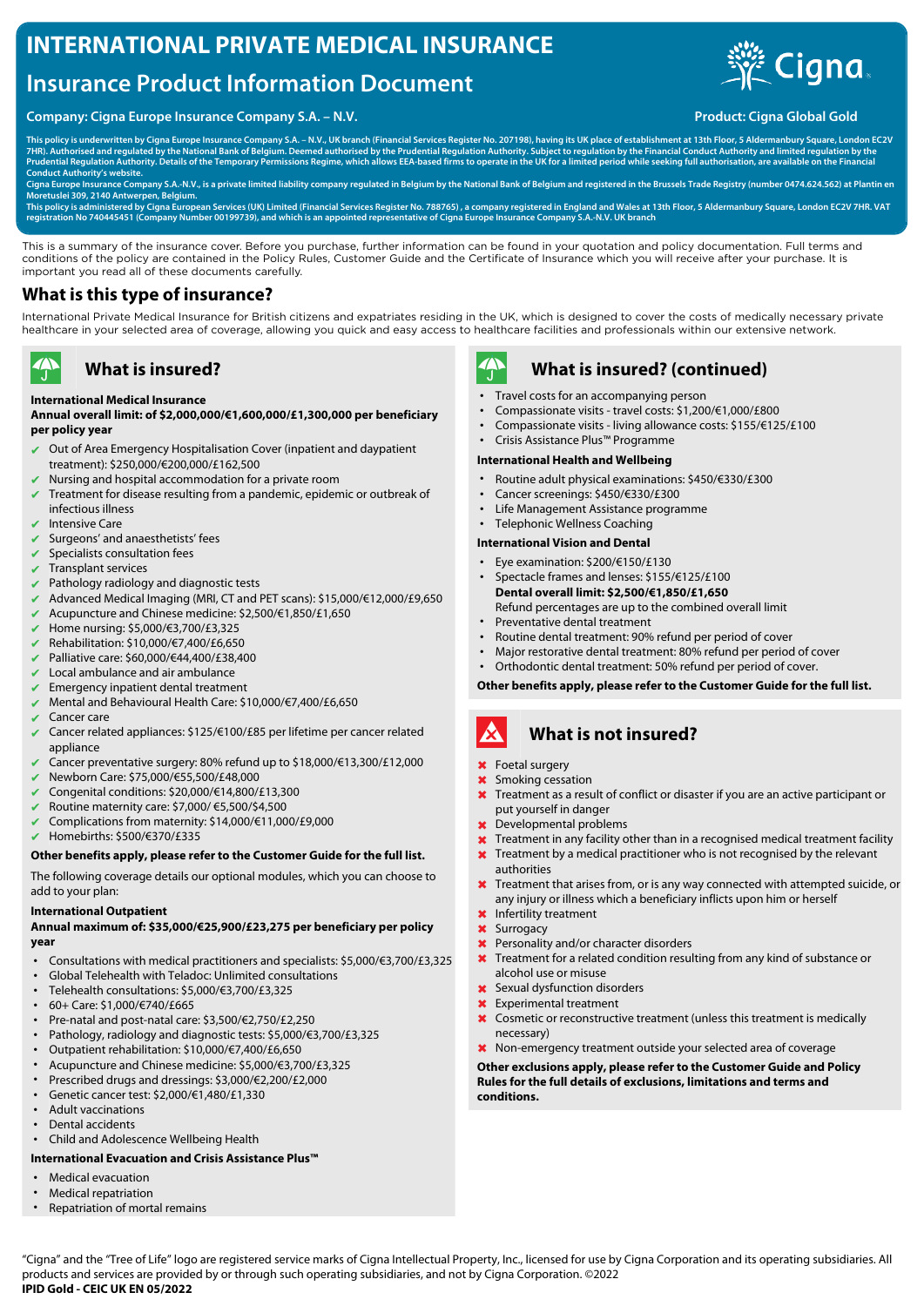# INTERNATIONAL PRIVATE MEDICAL INSURANCE

## Insurance Product Information Document

**Company: Cigna Europe Insurance Company S.A. – N.V.**

**Product: Cigna Global Gold**

This policy is underwritten by Cigna Europe Insurance Company S.A. – N.V., UK branch (Financial Services Register No. 207198), having its UK place of establishment at 13th Floor, 5 Aldermanbury Square, London EC2V 7HR). Authorised and regulated by the National Bank of Belgium. Deemed authorised by the Prudential Regulation Authority. Subject to regulation by the Financial Conduct Authority and limited regulation by the Prudential Regulation Authority. Details of the Temporary Permissions Regime, which allows EEA-based firms to operate in the UK for a limited period while seeking full authorisation, are available on the Financial Conduct Authority's website.

Cigna Europe Insurance Company S.A.-N.V., is a private limited liability company regulated in Belgium by the National Bank of Belgium and registered in the Brussels Trade Registry (number 0474.624.562) at Plantin en Moretuslei 309, 2140 Antwerpen, Belgium.

This policy is administered by Cigna European Services (UK) Limited (Financial Services Register No. 788765) , a company registered in England and Wales at 13th Floor, 5 Aldermanbury Square, London EC2V 7HR. VAT registration No 740445451 (Company Number 00199739), and which is an appointed representative of Cigna Europe Insurance Company S.A.-N.V. UK branch

This is a summary of the insurance cover. Before you purchase, further information can be found in your quotation and policy documentation. Full terms and conditions of the policy are contained in the Policy Rules, Customer Guide and the Certificate of Insurance which you will receive after your purchase. It is important you read all of these documents carefully.

## What is this type of insurance?

International Private Medical Insurance for British citizens and expatriates residing in the UK, which is designed to cover the costs of medically necessary private healthcare in your selected area of coverage, allowing you quick and easy access to healthcare facilities and professionals within our extensive network.

## What is insured?

**International Medical Insurance**

**Annual overall limit: of $2,000,000/€1,600,000/£1,300,000 per beneficiary per policy year**

- ✔ Out of Area Emergency Hospitalisation Cover (inpatient and daypatient treatment): $250,000/€200,000/£162,500
- ✔ Nursing and hospital accommodation for a private room
- ✔ Treatment for disease resulting from a pandemic, epidemic or outbreak of infectious illness
- ✔ Intensive Care
- ✔ Surgeons' and anaesthetists' fees
- ✔ Specialists consultation fees
- ✔ Transplant services
- ✔ Pathology radiology and diagnostic tests
- ✔ Advanced Medical Imaging (MRI, CT and PET scans): $15,000/€12,000/£9,650
- ✔ Acupuncture and Chinese medicine: $2,500/€1,850/£1,650
- ✔ Home nursing: $5,000/€3,700/£3,325
- ✔ Rehabilitation: $10,000/€7,400/£6,650
- ✔ Palliative care: $60,000/€44,400/£38,400
- ✔ Local ambulance and air ambulance
- ✔ Emergency inpatient dental treatment
- ✔ Mental and Behavioural Health Care: $10,000/€7,400/£6,650
- ✔ Cancer care
- ✔ Cancer related appliances: $125/€100/£85 per lifetime per cancer related appliance
- ✔ Cancer preventative surgery: 80% refund up to $18,000/€13,300/£12,000
- ✔ Newborn Care: $75,000/€55,500/£48,000
- ✔ Congenital conditions: $20,000/€14,800/£13,300
- ✔ Routine maternity care: $7,000/ €5,500/£4,500
- ✔ Complications from maternity: $14,000/€11,000/£9,000
- ✔ Homebirths: $500/€370/£335

**Other benefits apply, please refer to the Customer Guide for the full list.**

The following coverage details our optional modules, which you can choose to add to your plan:

**International Outpatient**

**Annual maximum of: $35,000/€25,900/£23,275 per beneficiary per policy year**

- Consultations with medical practitioners and specialists: $5,000/€3,700/£3,325
- Global Telehealth with Teladoc: Unlimited consultations
- Telehealth consultations: $5,000/€3,700/£3,325
- 60+ Care: $1,000/€740/£665
- Pre-natal and post-natal care: $3,500/€2,750/£2,250
- Pathology, radiology and diagnostic tests: $5,000/€3,700/£3,325
- Outpatient rehabilitation: $10,000/€7,400/£6,650
- Acupuncture and Chinese medicine: $5,000/€3,700/£3,325
- Prescribed drugs and dressings: $3,000/€2,200/£2,000
- Genetic cancer test: $2,000/€1,480/£1,330
- Adult vaccinations
- Dental accidents
- Child and Adolescence Wellbeing Health

**International Evacuation and Crisis Assistance Plus™**

- Medical evacuation
- Medical repatriation
- Repatriation of mortal remains

## What is insured? (continued)

- Travel costs for an accompanying person
- Compassionate visits - travel costs: $1,200/€1,000/£800
- Compassionate visits - living allowance costs: $155/€125/£100
- Crisis Assistance Plus™ Programme

**International Health and Wellbeing**

- Routine adult physical examinations: $450/€330/£300
- Cancer screenings: $450/€330/£300
- Life Management Assistance programme
- Telephonic Wellness Coaching

**International Vision and Dental**

- Eye examination: $200/€150/£130
- Spectacle frames and lenses: $155/€125/£100

  **Dental overall limit: $2,500/€1,850/£1,650**

  Refund percentages are up to the combined overall limit
- Preventative dental treatment
- Routine dental treatment: 90% refund per period of cover
- Major restorative dental treatment: 80% refund per period of cover
- Orthodontic dental treatment: 50% refund per period of cover.

**Other benefits apply, please refer to the Customer Guide for the full list.**

## What is not insured?

- ✖ Foetal surgery
- ✖ Smoking cessation
- ✖ Treatment as a result of conflict or disaster if you are an active participant or put yourself in danger
- ✖ Developmental problems
- ✖ Treatment in any facility other than in a recognised medical treatment facility
- ✖ Treatment by a medical practitioner who is not recognised by the relevant authorities
- ✖ Treatment that arises from, or is any way connected with attempted suicide, or any injury or illness which a beneficiary inflicts upon him or herself
- ✖ Infertility treatment
- ✖ Surrogacy
- ✖ Personality and/or character disorders
- ✖ Treatment for a related condition resulting from any kind of substance or alcohol use or misuse
- ✖ Sexual dysfunction disorders
- ✖ Experimental treatment
- ✖ Cosmetic or reconstructive treatment (unless this treatment is medically necessary)
- ✖ Non-emergency treatment outside your selected area of coverage

**Other exclusions apply, please refer to the Customer Guide and Policy Rules for the full details of exclusions, limitations and terms and conditions.**

"Cigna" and the "Tree of Life" logo are registered service marks of Cigna Intellectual Property, Inc., licensed for use by Cigna Corporation and its operating subsidiaries. All products and services are provided by or through such operating subsidiaries, and not by Cigna Corporation. ©2022

**IPID Gold - CEIC UK EN 05/2022**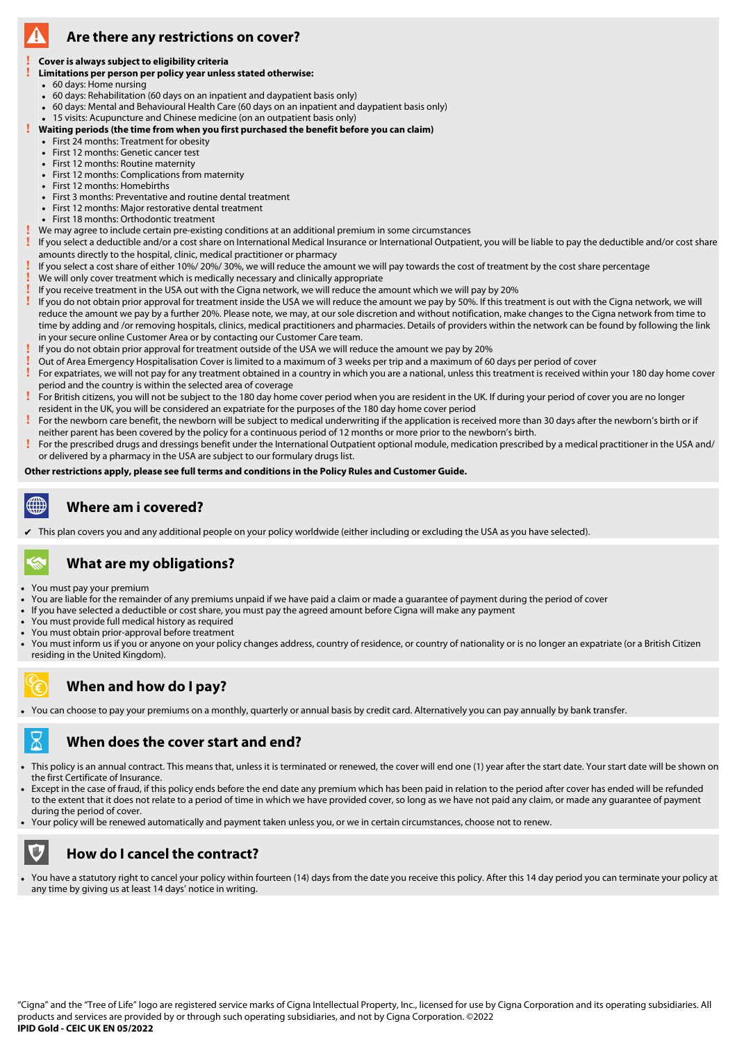## Are there any restrictions on cover?

- **Cover is always subject to eligibility criteria**
- **Limitations per person per policy year unless stated otherwise:**
  - 60 days: Home nursing
  - 60 days: Rehabilitation (60 days on an inpatient and daypatient basis only)
  - 60 days: Mental and Behavioural Health Care (60 days on an inpatient and daypatient basis only)
  - 15 visits: Acupuncture and Chinese medicine (on an outpatient basis only)
- **Waiting periods (the time from when you first purchased the benefit before you can claim)**
  - First 24 months: Treatment for obesity
  - First 12 months: Genetic cancer test
  - First 12 months: Routine maternity
  - First 12 months: Complications from maternity
  - First 12 months: Homebirths
  - First 3 months: Preventative and routine dental treatment
  - First 12 months: Major restorative dental treatment
  - First 18 months: Orthodontic treatment
- We may agree to include certain pre-existing conditions at an additional premium in some circumstances
- If you select a deductible and/or a cost share on International Medical Insurance or International Outpatient, you will be liable to pay the deductible and/or cost share amounts directly to the hospital, clinic, medical practitioner or pharmacy
- If you select a cost share of either 10%/ 20%/ 30%, we will reduce the amount we will pay towards the cost of treatment by the cost share percentage
- We will only cover treatment which is medically necessary and clinically appropriate
- If you receive treatment in the USA out with the Cigna network, we will reduce the amount which we will pay by 20%
- If you do not obtain prior approval for treatment inside the USA we will reduce the amount we pay by 50%. If this treatment is out with the Cigna network, we will reduce the amount we pay by a further 20%. Please note, we may, at our sole discretion and without notification, make changes to the Cigna network from time to time by adding and /or removing hospitals, clinics, medical practitioners and pharmacies. Details of providers within the network can be found by following the link in your secure online Customer Area or by contacting our Customer Care team.
- If you do not obtain prior approval for treatment outside of the USA we will reduce the amount we pay by 20%
- Out of Area Emergency Hospitalisation Cover is limited to a maximum of 3 weeks per trip and a maximum of 60 days per period of cover
- For expatriates, we will not pay for any treatment obtained in a country in which you are a national, unless this treatment is received within your 180 day home cover period and the country is within the selected area of coverage
- For British citizens, you will not be subject to the 180 day home cover period when you are resident in the UK. If during your period of cover you are no longer resident in the UK, you will be considered an expatriate for the purposes of the 180 day home cover period
- For the newborn care benefit, the newborn will be subject to medical underwriting if the application is received more than 30 days after the newborn's birth or if neither parent has been covered by the policy for a continuous period of 12 months or more prior to the newborn's birth.
- For the prescribed drugs and dressings benefit under the International Outpatient optional module, medication prescribed by a medical practitioner in the USA and/ or delivered by a pharmacy in the USA are subject to our formulary drugs list.

**Other restrictions apply, please see full terms and conditions in the Policy Rules and Customer Guide.**

## Where am i covered?

✔ This plan covers you and any additional people on your policy worldwide (either including or excluding the USA as you have selected).

## What are my obligations?

- You must pay your premium
- You are liable for the remainder of any premiums unpaid if we have paid a claim or made a guarantee of payment during the period of cover
- If you have selected a deductible or cost share, you must pay the agreed amount before Cigna will make any payment
- You must provide full medical history as required
- You must obtain prior-approval before treatment
- You must inform us if you or anyone on your policy changes address, country of residence, or country of nationality or is no longer an expatriate (or a British Citizen residing in the United Kingdom).

## When and how do I pay?

- You can choose to pay your premiums on a monthly, quarterly or annual basis by credit card. Alternatively you can pay annually by bank transfer.

## When does the cover start and end?

- This policy is an annual contract. This means that, unless it is terminated or renewed, the cover will end one (1) year after the start date. Your start date will be shown on the first Certificate of Insurance.
- Except in the case of fraud, if this policy ends before the end date any premium which has been paid in relation to the period after cover has ended will be refunded to the extent that it does not relate to a period of time in which we have provided cover, so long as we have not paid any claim, or made any guarantee of payment during the period of cover.
- Your policy will be renewed automatically and payment taken unless you, or we in certain circumstances, choose not to renew.

## How do I cancel the contract?

- You have a statutory right to cancel your policy within fourteen (14) days from the date you receive this policy. After this 14 day period you can terminate your policy at any time by giving us at least 14 days' notice in writing.

"Cigna" and the "Tree of Life" logo are registered service marks of Cigna Intellectual Property, Inc., licensed for use by Cigna Corporation and its operating subsidiaries. All products and services are provided by or through such operating subsidiaries, and not by Cigna Corporation. ©2022

**IPID Gold - CEIC UK EN 05/2022**